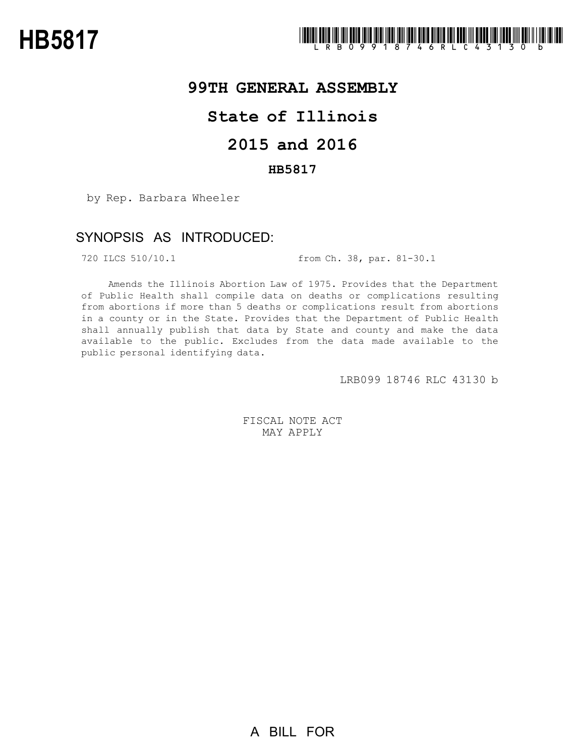# HB5817

LRB099 18746 RLC 43130 b

## 99TH GENERAL ASSEMBLY

## State of Illinois

## 2015 and 2016

### HB5817

by Rep. Barbara Wheeler

### SYNOPSIS AS INTRODUCED:

720 ILCS 510/10.1 from Ch. 38, par. 81-30.1

Amends the Illinois Abortion Law of 1975. Provides that the Department of Public Health shall compile data on deaths or complications resulting from abortions if more than 5 deaths or complications result from abortions in a county or in the State. Provides that the Department of Public Health shall annually publish that data by State and county and make the data available to the public. Excludes from the data made available to the public personal identifying data.

LRB099 18746 RLC 43130 b

FISCAL NOTE ACT
MAY APPLY

A BILL FOR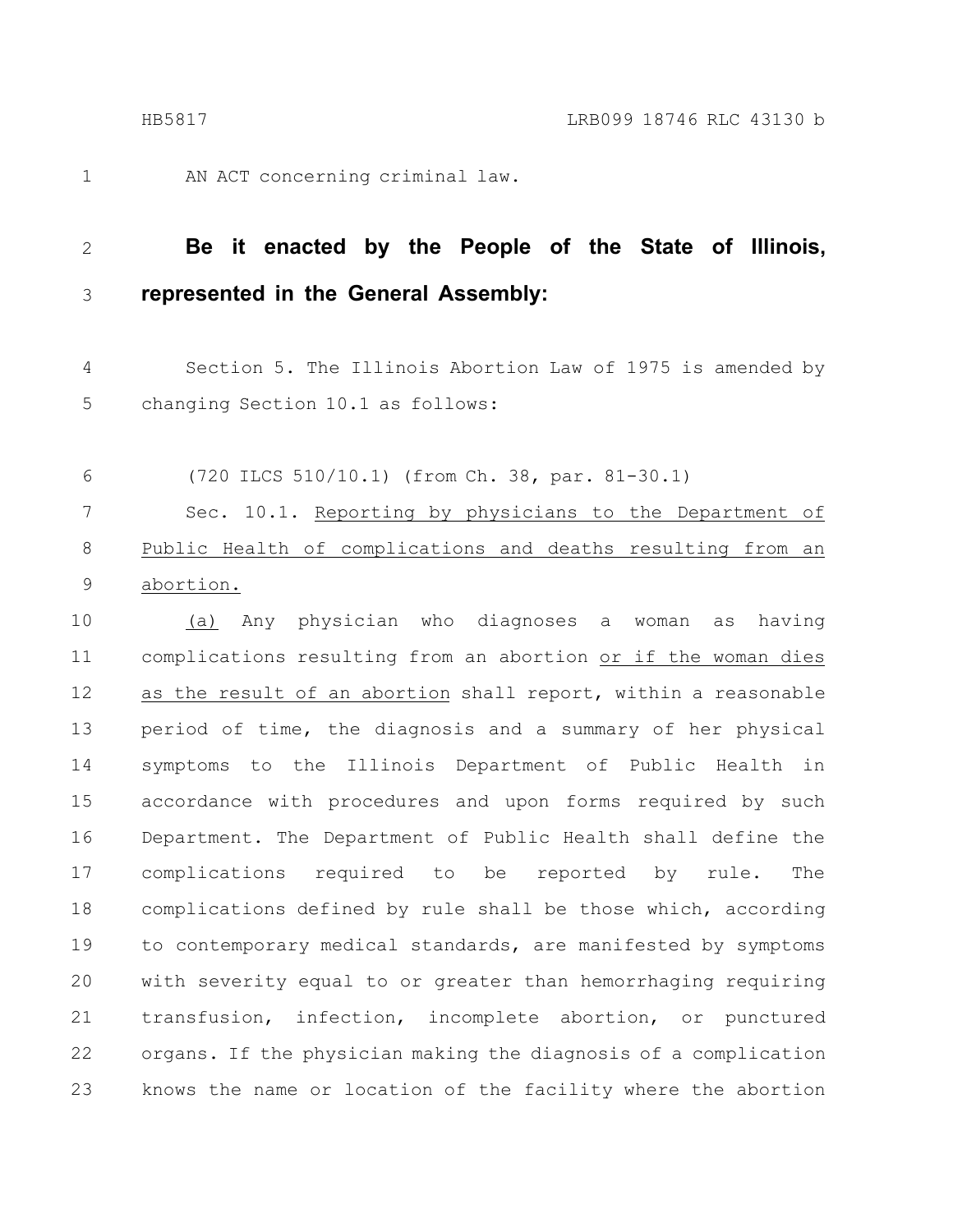AN ACT concerning criminal law.

**Be it enacted by the People of the State of Illinois, represented in the General Assembly:**

Section 5. The Illinois Abortion Law of 1975 is amended by changing Section 10.1 as follows:

(720 ILCS 510/10.1) (from Ch. 38, par. 81-30.1)

Sec. 10.1. Reporting by physicians to the Department of Public Health of complications and deaths resulting from an abortion.

(a) Any physician who diagnoses a woman as having complications resulting from an abortion or if the woman dies as the result of an abortion shall report, within a reasonable period of time, the diagnosis and a summary of her physical symptoms to the Illinois Department of Public Health in accordance with procedures and upon forms required by such Department. The Department of Public Health shall define the complications required to be reported by rule. The complications defined by rule shall be those which, according to contemporary medical standards, are manifested by symptoms with severity equal to or greater than hemorrhaging requiring transfusion, infection, incomplete abortion, or punctured organs. If the physician making the diagnosis of a complication knows the name or location of the facility where the abortion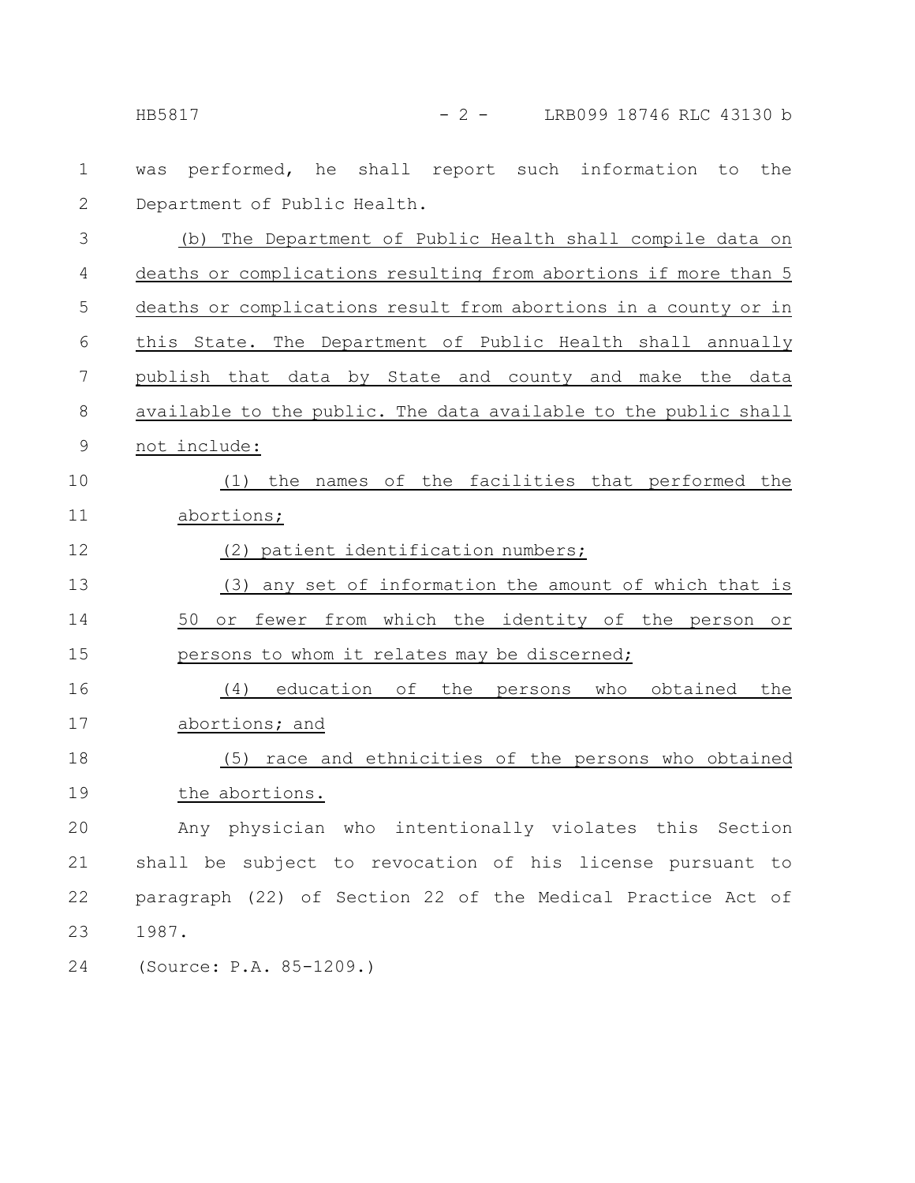was performed, he shall report such information to the Department of Public Health.

(b) The Department of Public Health shall compile data on deaths or complications resulting from abortions if more than 5 deaths or complications result from abortions in a county or in this State. The Department of Public Health shall annually publish that data by State and county and make the data available to the public. The data available to the public shall not include:

(1) the names of the facilities that performed the abortions;

(2) patient identification numbers;

(3) any set of information the amount of which that is 50 or fewer from which the identity of the person or persons to whom it relates may be discerned;

(4) education of the persons who obtained the abortions; and

(5) race and ethnicities of the persons who obtained the abortions.

Any physician who intentionally violates this Section shall be subject to revocation of his license pursuant to paragraph (22) of Section 22 of the Medical Practice Act of 1987.

(Source: P.A. 85-1209.)